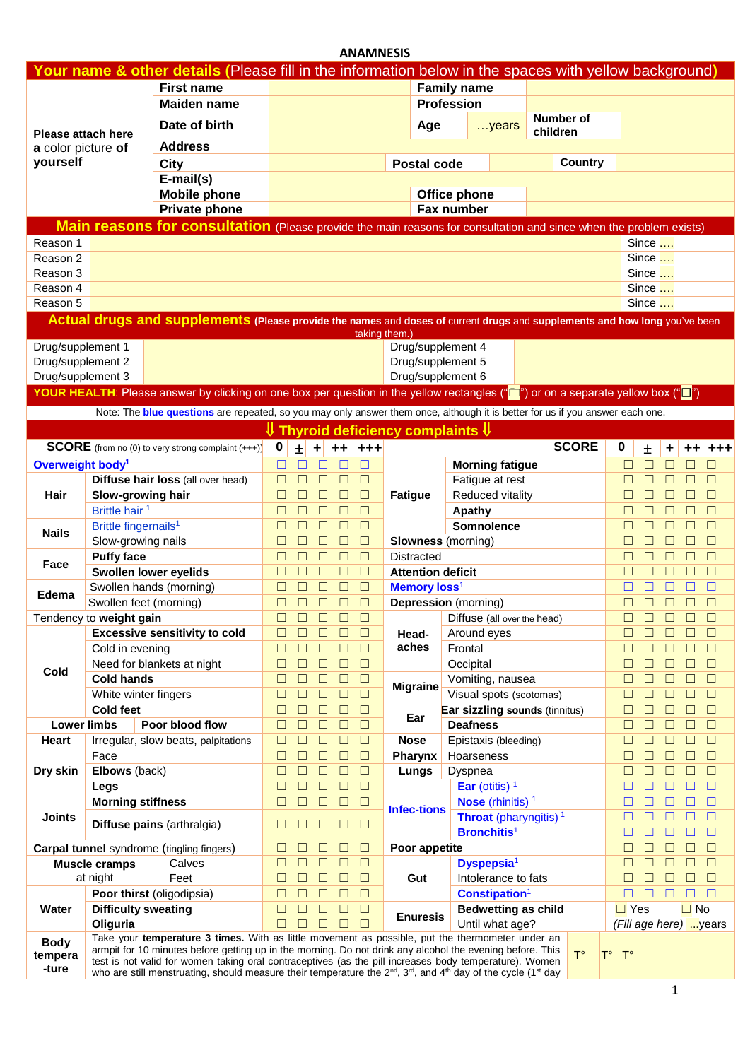# ANAMNESIS

## Your name & other details (Please fill in the information below in the spaces with yellow background)

| Please attach here a color picture of yourself | | | | | | |
|---|---|---|---|---|---|---|
| | First name | | Family name | | | |
| | Maiden name | | Profession | | | |
| | Date of birth | | Age | …years | Number of children | |
| | Address | | | | | |
| | City | | Postal code | | Country | |
| | E-mail(s) | | | | | |
| | Mobile phone | | Office phone | | | |
| | Private phone | | Fax number | | | |

## Main reasons for consultation (Please provide the main reasons for consultation and since when the problem exists)

| | | |
|---|---|---|
| Reason 1 | | Since …. |
| Reason 2 | | Since …. |
| Reason 3 | | Since …. |
| Reason 4 | | Since …. |
| Reason 5 | | Since …. |

## Actual drugs and supplements (Please provide the names and doses of current drugs and supplements and how long you've been taking them.)

| | | | |
|---|---|---|---|
| Drug/supplement 1 | | Drug/supplement 4 | |
| Drug/supplement 2 | | Drug/supplement 5 | |
| Drug/supplement 3 | | Drug/supplement 6 | |

**YOUR HEALTH**: Please answer by clicking on one box per question in the yellow rectangles ("☐") or on a separate yellow box ("☐")

Note: The **blue questions** are repeated, so you may only answer them once, although it is better for us if you answer each one.

## ⇓ Thyroid deficiency complaints ⇓

| SCORE (from no (0) to very strong complaint (+++)) | | 0 | ± | + | ++ | +++ | SCORE | | 0 | ± | + | ++ | +++ |
|---|---|---|---|---|---|---|---|---|---|---|---|---|---|
| **Overweight body**[1] | | ☐ | ☐ | ☐ | ☐ | ☐ | Fatigue | **Morning fatigue** | ☐ | ☐ | ☐ | ☐ | ☐ |
| Hair | **Diffuse hair loss** (all over head) | ☐ | ☐ | ☐ | ☐ | ☐ | | Fatigue at rest | ☐ | ☐ | ☐ | ☐ | ☐ |
| | **Slow-growing hair** | ☐ | ☐ | ☐ | ☐ | ☐ | | Reduced vitality | ☐ | ☐ | ☐ | ☐ | ☐ |
| | Brittle hair [1] | ☐ | ☐ | ☐ | ☐ | ☐ | | **Apathy** | ☐ | ☐ | ☐ | ☐ | ☐ |
| Nails | Brittle fingernails[1] | ☐ | ☐ | ☐ | ☐ | ☐ | | **Somnolence** | ☐ | ☐ | ☐ | ☐ | ☐ |
| | Slow-growing nails | ☐ | ☐ | ☐ | ☐ | ☐ | **Slowness** (morning) | | ☐ | ☐ | ☐ | ☐ | ☐ |
| Face | **Puffy face** | ☐ | ☐ | ☐ | ☐ | ☐ | Distracted | | ☐ | ☐ | ☐ | ☐ | ☐ |
| | **Swollen lower eyelids** | ☐ | ☐ | ☐ | ☐ | ☐ | **Attention deficit** | | ☐ | ☐ | ☐ | ☐ | ☐ |
| Edema | Swollen hands (morning) | ☐ | ☐ | ☐ | ☐ | ☐ | **Memory loss**[1] | | ☐ | ☐ | ☐ | ☐ | ☐ |
| | Swollen feet (morning) | ☐ | ☐ | ☐ | ☐ | ☐ | **Depression** (morning) | | ☐ | ☐ | ☐ | ☐ | ☐ |
| Tendency to **weight gain** | | ☐ | ☐ | ☐ | ☐ | ☐ | Head-aches | Diffuse (all over the head) | ☐ | ☐ | ☐ | ☐ | ☐ |
| Cold | **Excessive sensitivity to cold** | ☐ | ☐ | ☐ | ☐ | ☐ | | Around eyes | ☐ | ☐ | ☐ | ☐ | ☐ |
| | Cold in evening | ☐ | ☐ | ☐ | ☐ | ☐ | | Frontal | ☐ | ☐ | ☐ | ☐ | ☐ |
| | Need for blankets at night | ☐ | ☐ | ☐ | ☐ | ☐ | | Occipital | ☐ | ☐ | ☐ | ☐ | ☐ |
| | **Cold hands** | ☐ | ☐ | ☐ | ☐ | ☐ | Migraine | Vomiting, nausea | ☐ | ☐ | ☐ | ☐ | ☐ |
| | White winter fingers | ☐ | ☐ | ☐ | ☐ | ☐ | | Visual spots (scotomas) | ☐ | ☐ | ☐ | ☐ | ☐ |
| | **Cold feet** | ☐ | ☐ | ☐ | ☐ | ☐ | Ear | **Ear sizzling sounds** (tinnitus) | ☐ | ☐ | ☐ | ☐ | ☐ |
| **Lower limbs** | **Poor blood flow** | ☐ | ☐ | ☐ | ☐ | ☐ | | **Deafness** | ☐ | ☐ | ☐ | ☐ | ☐ |
| **Heart** | Irregular, slow beats, palpitations | ☐ | ☐ | ☐ | ☐ | ☐ | **Nose** | Epistaxis (bleeding) | ☐ | ☐ | ☐ | ☐ | ☐ |
| Dry skin | Face | ☐ | ☐ | ☐ | ☐ | ☐ | **Pharynx** | Hoarseness | ☐ | ☐ | ☐ | ☐ | ☐ |
| | **Elbows** (back) | ☐ | ☐ | ☐ | ☐ | ☐ | **Lungs** | Dyspnea | ☐ | ☐ | ☐ | ☐ | ☐ |
| | **Legs** | ☐ | ☐ | ☐ | ☐ | ☐ | Infec-tions | **Ear** (otitis) [1] | ☐ | ☐ | ☐ | ☐ | ☐ |
| Joints | **Morning stiffness** | ☐ | ☐ | ☐ | ☐ | ☐ | | **Nose** (rhinitis) [1] | ☐ | ☐ | ☐ | ☐ | ☐ |
| | **Diffuse pains** (arthralgia) | ☐ | ☐ | ☐ | ☐ | ☐ | | **Throat** (pharyngitis) [1] | ☐ | ☐ | ☐ | ☐ | ☐ |
| | | | | | | | | **Bronchitis**[1] | ☐ | ☐ | ☐ | ☐ | ☐ |
| **Carpal tunnel** syndrome (tingling fingers) | | ☐ | ☐ | ☐ | ☐ | ☐ | **Poor appetite** | | ☐ | ☐ | ☐ | ☐ | ☐ |
| **Muscle cramps** at night | Calves | ☐ | ☐ | ☐ | ☐ | ☐ | Gut | **Dyspepsia**[1] | ☐ | ☐ | ☐ | ☐ | ☐ |
| | Feet | ☐ | ☐ | ☐ | ☐ | ☐ | | Intolerance to fats | ☐ | ☐ | ☐ | ☐ | ☐ |
| Water | **Poor thirst** (oligodipsia) | ☐ | ☐ | ☐ | ☐ | ☐ | | **Constipation**[1] | ☐ | ☐ | ☐ | ☐ | ☐ |
| | **Difficulty sweating** | ☐ | ☐ | ☐ | ☐ | ☐ | Enuresis | **Bedwetting as child** | ☐ Yes | | | ☐ No | |
| | **Oliguria** | ☐ | ☐ | ☐ | ☐ | ☐ | | Until what age? | (Fill age here) | | | …years | |

| | | | | |
|---|---|---|---|---|
| **Body tempera-ture** | Take your **temperature 3 times.** With as little movement as possible, put the thermometer under an armpit for 10 minutes before getting up in the morning. Do not drink any alcohol the evening before. This test is not valid for women taking oral contraceptives (as the pill increases body temperature). Women who are still menstruating, should measure their temperature the 2nd, 3rd, and 4th day of the cycle (1st day | T° | T° | T° |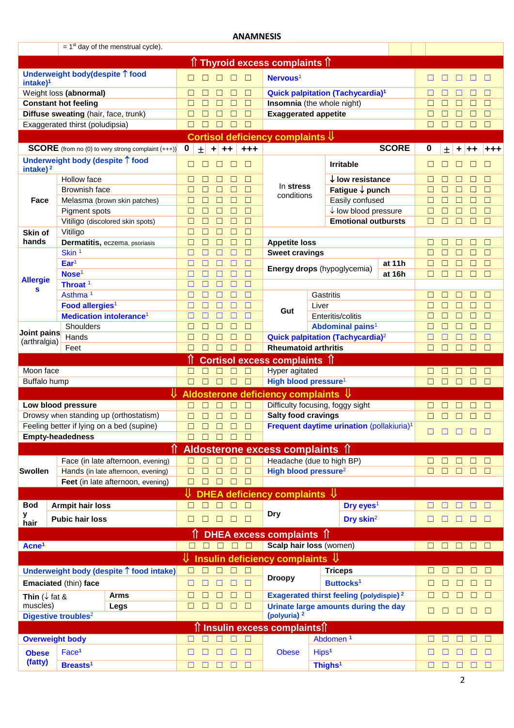# ANAMNESIS

= 1st day of the menstrual cycle).

## ⇑ Thyroid excess complaints ⇑

| Complaint | 0 | ± | + | ++ | +++ | Complaint | 0 | ± | + | ++ | +++ |
|---|---|---|---|---|---|---|---|---|---|---|---|
| **Underweight body(despite ↑ food intake)**[1] | ☐ | ☐ | ☐ | ☐ | ☐ | **Nervous**[1] | ☐ | ☐ | ☐ | ☐ | ☐ |
| Weight loss **(abnormal)** | ☐ | ☐ | ☐ | ☐ | ☐ | **Quick palpitation (Tachycardia)**[1] | ☐ | ☐ | ☐ | ☐ | ☐ |
| **Constant hot feeling** | ☐ | ☐ | ☐ | ☐ | ☐ | **Insomnia** (the whole night) | ☐ | ☐ | ☐ | ☐ | ☐ |
| **Diffuse sweating** (hair, face, trunk) | ☐ | ☐ | ☐ | ☐ | ☐ | **Exaggerated appetite** | ☐ | ☐ | ☐ | ☐ | ☐ |
| Exaggerated thirst (poludipsia) | ☐ | ☐ | ☐ | ☐ | ☐ | | ☐ | ☐ | ☐ | ☐ | ☐ |

## Cortisol deficiency complaints ⇓

| **SCORE** (from no (0) to very strong complaint (+++)) | | 0 | ± | + | ++ | +++ | **SCORE** | | 0 | ± | + | ++ | +++ |
|---|---|---|---|---|---|---|---|---|---|---|---|---|---|
| **Underweight body (despite ↑ food intake)**[2] | | ☐ | ☐ | ☐ | ☐ | ☐ | In **stress** conditions | **Irritable** | ☐ | ☐ | ☐ | ☐ | ☐ |
| **Face** | Hollow face | ☐ | ☐ | ☐ | ☐ | ☐ | | **↓ low resistance** | ☐ | ☐ | ☐ | ☐ | ☐ |
| | Brownish face | ☐ | ☐ | ☐ | ☐ | ☐ | | **Fatigue ↓ punch** | ☐ | ☐ | ☐ | ☐ | ☐ |
| | Melasma (brown skin patches) | ☐ | ☐ | ☐ | ☐ | ☐ | | Easily confused | ☐ | ☐ | ☐ | ☐ | ☐ |
| | Pigment spots | ☐ | ☐ | ☐ | ☐ | ☐ | | ↓ low blood pressure | ☐ | ☐ | ☐ | ☐ | ☐ |
| | Vitiligo (discolored skin spots) | ☐ | ☐ | ☐ | ☐ | ☐ | | **Emotional outbursts** | ☐ | ☐ | ☐ | ☐ | ☐ |
| **Skin of hands** | Vitiligo | ☐ | ☐ | ☐ | ☐ | ☐ | | | | | | | |
| | **Dermatitis,** eczema, psoriasis | ☐ | ☐ | ☐ | ☐ | ☐ | **Appetite loss** | | ☐ | ☐ | ☐ | ☐ | ☐ |
| **Allergies** | Skin [1] | ☐ | ☐ | ☐ | ☐ | ☐ | **Sweet cravings** | | ☐ | ☐ | ☐ | ☐ | ☐ |
| | **Ear**[1] | ☐ | ☐ | ☐ | ☐ | ☐ | **Energy drops** (hypoglycemia) | **at 11h** | ☐ | ☐ | ☐ | ☐ | ☐ |
| | **Nose**[1] | ☐ | ☐ | ☐ | ☐ | ☐ | | **at 16h** | ☐ | ☐ | ☐ | ☐ | ☐ |
| | **Throat** [1] | ☐ | ☐ | ☐ | ☐ | ☐ | | | | | | | |
| | Asthma [1] | ☐ | ☐ | ☐ | ☐ | ☐ | **Gut** | Gastritis | ☐ | ☐ | ☐ | ☐ | ☐ |
| | **Food allergies**[1] | ☐ | ☐ | ☐ | ☐ | ☐ | | Liver | ☐ | ☐ | ☐ | ☐ | ☐ |
| | **Medication intolerance**[1] | ☐ | ☐ | ☐ | ☐ | ☐ | | Enteritis/colitis | ☐ | ☐ | ☐ | ☐ | ☐ |
| **Joint pains** (arthralgia) | Shoulders | ☐ | ☐ | ☐ | ☐ | ☐ | | **Abdominal pains**[1] | ☐ | ☐ | ☐ | ☐ | ☐ |
| | Hands | ☐ | ☐ | ☐ | ☐ | ☐ | **Quick palpitation (Tachycardia)**[2] | | ☐ | ☐ | ☐ | ☐ | ☐ |
| | Feet | ☐ | ☐ | ☐ | ☐ | ☐ | **Rheumatoid arthritis** | | ☐ | ☐ | ☐ | ☐ | ☐ |

## ⇑ Cortisol excess complaints ⇑

| Complaint | 0 | ± | + | ++ | +++ | Complaint | 0 | ± | + | ++ | +++ |
|---|---|---|---|---|---|---|---|---|---|---|---|
| Moon face | ☐ | ☐ | ☐ | ☐ | ☐ | Hyper agitated | ☐ | ☐ | ☐ | ☐ | ☐ |
| Buffalo hump | ☐ | ☐ | ☐ | ☐ | ☐ | **High blood pressure**[1] | ☐ | ☐ | ☐ | ☐ | ☐ |

## ⇓ Aldosterone deficiency complaints ⇓

| Complaint | 0 | ± | + | ++ | +++ | Complaint | 0 | ± | + | ++ | +++ |
|---|---|---|---|---|---|---|---|---|---|---|---|
| **Low blood pressure** | ☐ | ☐ | ☐ | ☐ | ☐ | Difficulty focusing, foggy sight | ☐ | ☐ | ☐ | ☐ | ☐ |
| Drowsy when standing up (orthostatism) | ☐ | ☐ | ☐ | ☐ | ☐ | **Salty food cravings** | ☐ | ☐ | ☐ | ☐ | ☐ |
| Feeling better if lying on a bed (supine) | ☐ | ☐ | ☐ | ☐ | ☐ | **Frequent daytime urination** (pollakiuria)[1] | ☐ | ☐ | ☐ | ☐ | ☐ |
| **Empty-headedness** | ☐ | ☐ | ☐ | ☐ | ☐ | | | | | | |

## ⇑ Aldosterone excess complaints ⇑

| | Complaint | 0 | ± | + | ++ | +++ | Complaint | 0 | ± | + | ++ | +++ |
|---|---|---|---|---|---|---|---|---|---|---|---|---|
| **Swollen** | Face (in late afternoon, evening) | ☐ | ☐ | ☐ | ☐ | ☐ | Headache (due to high BP) | ☐ | ☐ | ☐ | ☐ | ☐ |
| | Hands (in late afternoon, evening) | ☐ | ☐ | ☐ | ☐ | ☐ | **High blood pressure**[2] | ☐ | ☐ | ☐ | ☐ | ☐ |
| | **Feet** (in late afternoon, evening) | ☐ | ☐ | ☐ | ☐ | ☐ | | | | | | |

## ⇓ DHEA deficiency complaints ⇓

| | Complaint | 0 | ± | + | ++ | +++ | | Complaint | 0 | ± | + | ++ | +++ |
|---|---|---|---|---|---|---|---|---|---|---|---|---|---|
| **Body hair** | **Armpit hair loss** | ☐ | ☐ | ☐ | ☐ | ☐ | **Dry** | **Dry eyes**[1] | ☐ | ☐ | ☐ | ☐ | ☐ |
| | **Pubic hair loss** | ☐ | ☐ | ☐ | ☐ | ☐ | | **Dry skin**[2] | ☐ | ☐ | ☐ | ☐ | ☐ |

## ⇑ DHEA excess complaints ⇑

| Complaint | 0 | ± | + | ++ | +++ | Complaint | 0 | ± | + | ++ | +++ |
|---|---|---|---|---|---|---|---|---|---|---|---|
| **Acne**[1] | ☐ | ☐ | ☐ | ☐ | ☐ | **Scalp hair loss** (women) | ☐ | ☐ | ☐ | ☐ | ☐ |

## ⇓ Insulin deficiency complaints ⇓

| Complaint | | 0 | ± | + | ++ | +++ | Complaint | | 0 | ± | + | ++ | +++ |
|---|---|---|---|---|---|---|---|---|---|---|---|---|---|
| **Underweight body (despite ↑ food intake)** | | ☐ | ☐ | ☐ | ☐ | ☐ | **Droopy** | **Triceps** | ☐ | ☐ | ☐ | ☐ | ☐ |
| **Emaciated** (thin) **face** | | ☐ | ☐ | ☐ | ☐ | ☐ | | **Buttocks**[1] | ☐ | ☐ | ☐ | ☐ | ☐ |
| **Thin** (↓ fat & muscles) | **Arms** | ☐ | ☐ | ☐ | ☐ | ☐ | **Exagerated thirst feeling (polydipsie)** [2] | | ☐ | ☐ | ☐ | ☐ | ☐ |
| | **Legs** | ☐ | ☐ | ☐ | ☐ | ☐ | **Urinate large amounts during the day (polyuria)** [2] | | ☐ | ☐ | ☐ | ☐ | ☐ |
| **Digestive troubles**[2] | | | | | | | | | | | | | |

## ⇑ Insulin excess complaints ⇑

| Complaint | | 0 | ± | + | ++ | +++ | Complaint | | 0 | ± | + | ++ | +++ |
|---|---|---|---|---|---|---|---|---|---|---|---|---|---|
| **Overweight body** | | ☐ | ☐ | ☐ | ☐ | ☐ | Obese | Abdomen [1] | ☐ | ☐ | ☐ | ☐ | ☐ |
| **Obese (fatty)** | Face[1] | ☐ | ☐ | ☐ | ☐ | ☐ | | Hips[1] | ☐ | ☐ | ☐ | ☐ | ☐ |
| | **Breasts**[1] | ☐ | ☐ | ☐ | ☐ | ☐ | | **Thighs**[1] | ☐ | ☐ | ☐ | ☐ | ☐ |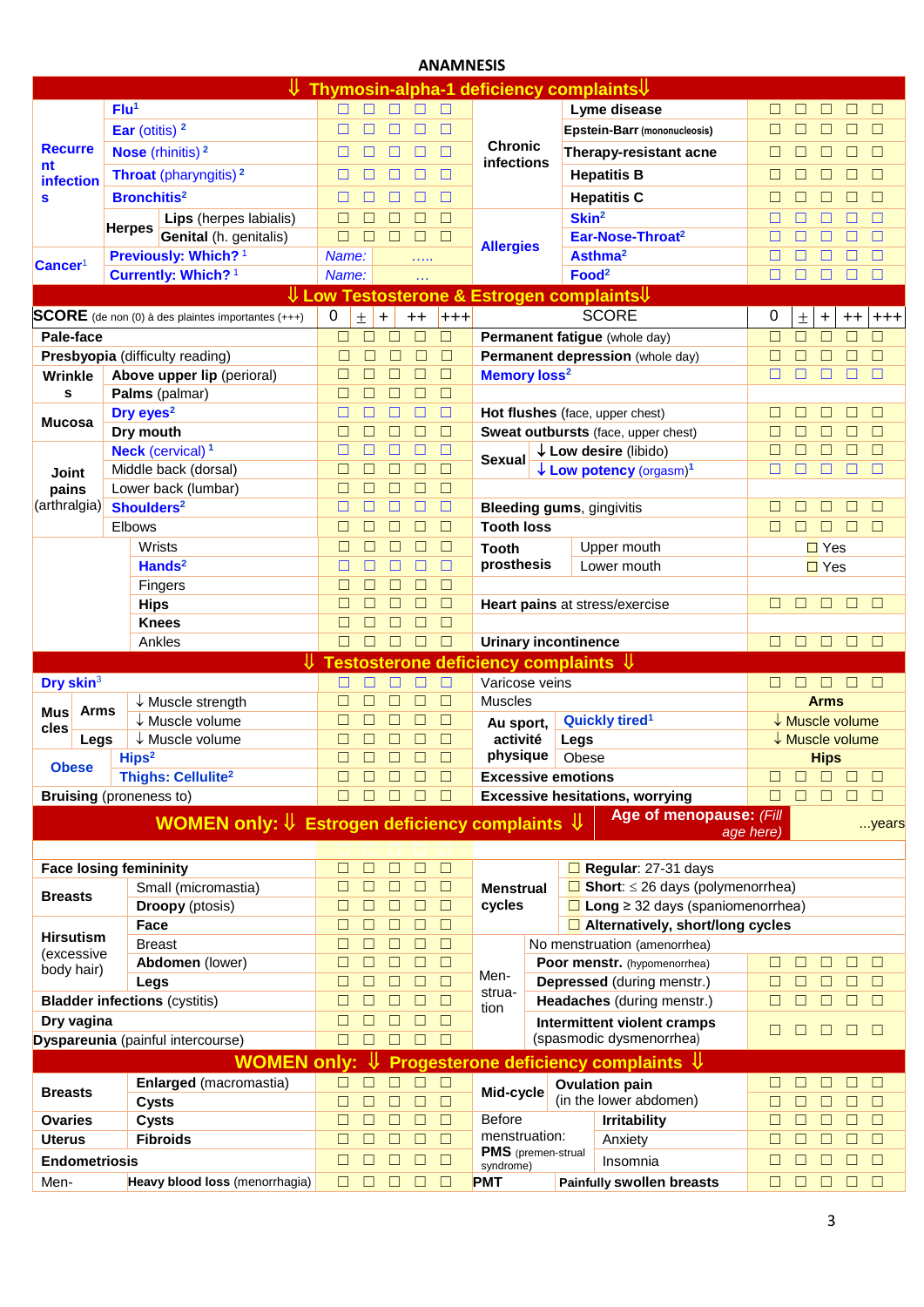# ANAMNESIS

## ⇓ Thymosin-alpha-1 deficiency complaints⇓

| | | | | | | | | | | | | | | | | |
|---|---|---|---|---|---|---|---|---|---|---|---|---|---|---|---|---|
| Recurrent infections | Flu[1] | | ☐ | ☐ | ☐ | ☐ | ☐ | Chronic infections | Lyme disease | | ☐ | ☐ | ☐ | ☐ | ☐ |
| | Ear (otitis) [2] | | ☐ | ☐ | ☐ | ☐ | ☐ | | Epstein-Barr (mononucleosis) | | ☐ | ☐ | ☐ | ☐ | ☐ |
| | Nose (rhinitis) [2] | | ☐ | ☐ | ☐ | ☐ | ☐ | | Therapy-resistant acne | | ☐ | ☐ | ☐ | ☐ | ☐ |
| | Throat (pharyngitis) [2] | | ☐ | ☐ | ☐ | ☐ | ☐ | | Hepatitis B | | ☐ | ☐ | ☐ | ☐ | ☐ |
| | Bronchitis[2] | | ☐ | ☐ | ☐ | ☐ | ☐ | | Hepatitis C | | ☐ | ☐ | ☐ | ☐ | ☐ |
| | Herpes | Lips (herpes labialis) | ☐ | ☐ | ☐ | ☐ | ☐ | Allergies | Skin[2] | | ☐ | ☐ | ☐ | ☐ | ☐ |
| | | Genital (h. genitalis) | ☐ | ☐ | ☐ | ☐ | ☐ | | Ear-Nose-Throat[2] | | ☐ | ☐ | ☐ | ☐ | ☐ |
| Cancer[1] | Previously: Which? [1] | | Name: | ….. | | | | | Asthma[2] | | ☐ | ☐ | ☐ | ☐ | ☐ |
| | Currently: Which? [1] | | Name: | … | | | | | Food[2] | | ☐ | ☐ | ☐ | ☐ | ☐ |

## ⇓ Low Testosterone & Estrogen complaints⇓

| SCORE (de non (0) à des plaintes importantes (+++) | | | 0 | ± | + | ++ | +++ | SCORE | | 0 | ± | + | ++ | +++ |
|---|---|---|---|---|---|---|---|---|---|---|---|---|---|---|
| Pale-face | | | ☐ | ☐ | ☐ | ☐ | ☐ | Permanent fatigue (whole day) | | ☐ | ☐ | ☐ | ☐ | ☐ |
| Presbyopia (difficulty reading) | | | ☐ | ☐ | ☐ | ☐ | ☐ | Permanent depression (whole day) | | ☐ | ☐ | ☐ | ☐ | ☐ |
| Wrinkles | Above upper lip (perioral) | | ☐ | ☐ | ☐ | ☐ | ☐ | Memory loss[2] | | ☐ | ☐ | ☐ | ☐ | ☐ |
| | Palms (palmar) | | ☐ | ☐ | ☐ | ☐ | ☐ | | | | | | | |
| Mucosa | Dry eyes[2] | | ☐ | ☐ | ☐ | ☐ | ☐ | Hot flushes (face, upper chest) | | ☐ | ☐ | ☐ | ☐ | ☐ |
| | Dry mouth | | ☐ | ☐ | ☐ | ☐ | ☐ | Sweat outbursts (face, upper chest) | | ☐ | ☐ | ☐ | ☐ | ☐ |
| Joint pains (arthralgia) | Neck (cervical) [1] | | ☐ | ☐ | ☐ | ☐ | ☐ | Sexual | ↓ Low desire (libido) | ☐ | ☐ | ☐ | ☐ | ☐ |
| | Middle back (dorsal) | | ☐ | ☐ | ☐ | ☐ | ☐ | | ↓ Low potency (orgasm)[1] | ☐ | ☐ | ☐ | ☐ | ☐ |
| | Lower back (lumbar) | | ☐ | ☐ | ☐ | ☐ | ☐ | | | | | | | |
| | Shoulders[2] | | ☐ | ☐ | ☐ | ☐ | ☐ | Bleeding gums, gingivitis | | ☐ | ☐ | ☐ | ☐ | ☐ |
| | Elbows | | ☐ | ☐ | ☐ | ☐ | ☐ | Tooth loss | | ☐ | ☐ | ☐ | ☐ | ☐ |
| | | Wrists | ☐ | ☐ | ☐ | ☐ | ☐ | Tooth prosthesis | Upper mouth | ☐ Yes | | | | |
| | | Hands[2] | ☐ | ☐ | ☐ | ☐ | ☐ | | Lower mouth | ☐ Yes | | | | |
| | | Fingers | ☐ | ☐ | ☐ | ☐ | ☐ | | | | | | | |
| | | Hips | ☐ | ☐ | ☐ | ☐ | ☐ | Heart pains at stress/exercise | | ☐ | ☐ | ☐ | ☐ | ☐ |
| | | Knees | ☐ | ☐ | ☐ | ☐ | ☐ | | | | | | | |
| | | Ankles | ☐ | ☐ | ☐ | ☐ | ☐ | Urinary incontinence | | ☐ | ☐ | ☐ | ☐ | ☐ |

## ⇓ Testosterone deficiency complaints ⇓

| | | | | | | | | | | | | | | |
|---|---|---|---|---|---|---|---|---|---|---|---|---|---|---|
| Dry skin[3] | | | ☐ | ☐ | ☐ | ☐ | ☐ | Varicose veins | | ☐ | ☐ | ☐ | ☐ | ☐ |
| Muscles | Arms | ↓ Muscle strength | ☐ | ☐ | ☐ | ☐ | ☐ | Muscles | | Arms | | | | |
| | | ↓ Muscle volume | ☐ | ☐ | ☐ | ☐ | ☐ | Au sport, activité physique | Quickly tired[1] | ↓ Muscle volume | | | | |
| | Legs | ↓ Muscle volume | ☐ | ☐ | ☐ | ☐ | ☐ | | Legs | ↓ Muscle volume | | | | |
| Obese | Hips[2] | | ☐ | ☐ | ☐ | ☐ | ☐ | | Obese | Hips | | | | |
| | Thighs: Cellulite[2] | | ☐ | ☐ | ☐ | ☐ | ☐ | Excessive emotions | | ☐ | ☐ | ☐ | ☐ | ☐ |
| Bruising (proneness to) | | | ☐ | ☐ | ☐ | ☐ | ☐ | Excessive hesitations, worrying | | ☐ | ☐ | ☐ | ☐ | ☐ |

## WOMEN only: ⇓ Estrogen deficiency complaints ⇓

Age of menopause: *(Fill age here)* ...years

| | | | | | | | | | | | | | |
|---|---|---|---|---|---|---|---|---|---|---|---|---|---|
| Face losing femininity | | ☐ | ☐ | ☐ | ☐ | ☐ | Menstrual cycles | ☐ Regular: 27-31 days | | | | | |
| Breasts | Small (micromastia) | ☐ | ☐ | ☐ | ☐ | ☐ | | ☐ Short: ≤ 26 days (polymenorrhea) | | | | | |
| | Droopy (ptosis) | ☐ | ☐ | ☐ | ☐ | ☐ | | ☐ Long ≥ 32 days (spaniomenorrhea) | | | | | |
| Hirsutism (excessive body hair) | Face | ☐ | ☐ | ☐ | ☐ | ☐ | | ☐ Alternatively, short/long cycles | | | | | |
| | Breast | ☐ | ☐ | ☐ | ☐ | ☐ | Menstruation | No menstruation (amenorrhea) | | | | | |
| | Abdomen (lower) | ☐ | ☐ | ☐ | ☐ | ☐ | | Poor menstr. (hypomenorrhea) | ☐ | ☐ | ☐ | ☐ | ☐ |
| | Legs | ☐ | ☐ | ☐ | ☐ | ☐ | | Depressed (during menstr.) | ☐ | ☐ | ☐ | ☐ | ☐ |
| Bladder infections (cystitis) | | ☐ | ☐ | ☐ | ☐ | ☐ | | Headaches (during menstr.) | ☐ | ☐ | ☐ | ☐ | ☐ |
| Dry vagina | | ☐ | ☐ | ☐ | ☐ | ☐ | | Intermittent violent cramps (spasmodic dysmenorrhea) | ☐ | ☐ | ☐ | ☐ | ☐ |
| Dyspareunia (painful intercourse) | | ☐ | ☐ | ☐ | ☐ | ☐ | | | | | | | |

## WOMEN only: ⇓ Progesterone deficiency complaints ⇓

| | | | | | | | | | | | | | | |
|---|---|---|---|---|---|---|---|---|---|---|---|---|---|---|
| Breasts | Enlarged (macromastia) | ☐ | ☐ | ☐ | ☐ | ☐ | Mid-cycle | Ovulation pain (in the lower abdomen) | ☐ | ☐ | ☐ | ☐ | ☐ |
| | Cysts | ☐ | ☐ | ☐ | ☐ | ☐ | | | ☐ | ☐ | ☐ | ☐ | ☐ |
| Ovaries | Cysts | ☐ | ☐ | ☐ | ☐ | ☐ | Before menstruation: PMS (premenstrual syndrome) | Irritability | ☐ | ☐ | ☐ | ☐ | ☐ |
| Uterus | Fibroids | ☐ | ☐ | ☐ | ☐ | ☐ | | Anxiety | ☐ | ☐ | ☐ | ☐ | ☐ |
| Endometriosis | | ☐ | ☐ | ☐ | ☐ | ☐ | | Insomnia | ☐ | ☐ | ☐ | ☐ | ☐ |
| Men- | Heavy blood loss (menorrhagia) | ☐ | ☐ | ☐ | ☐ | ☐ | PMT | Painfully swollen breasts | ☐ | ☐ | ☐ | ☐ | ☐ |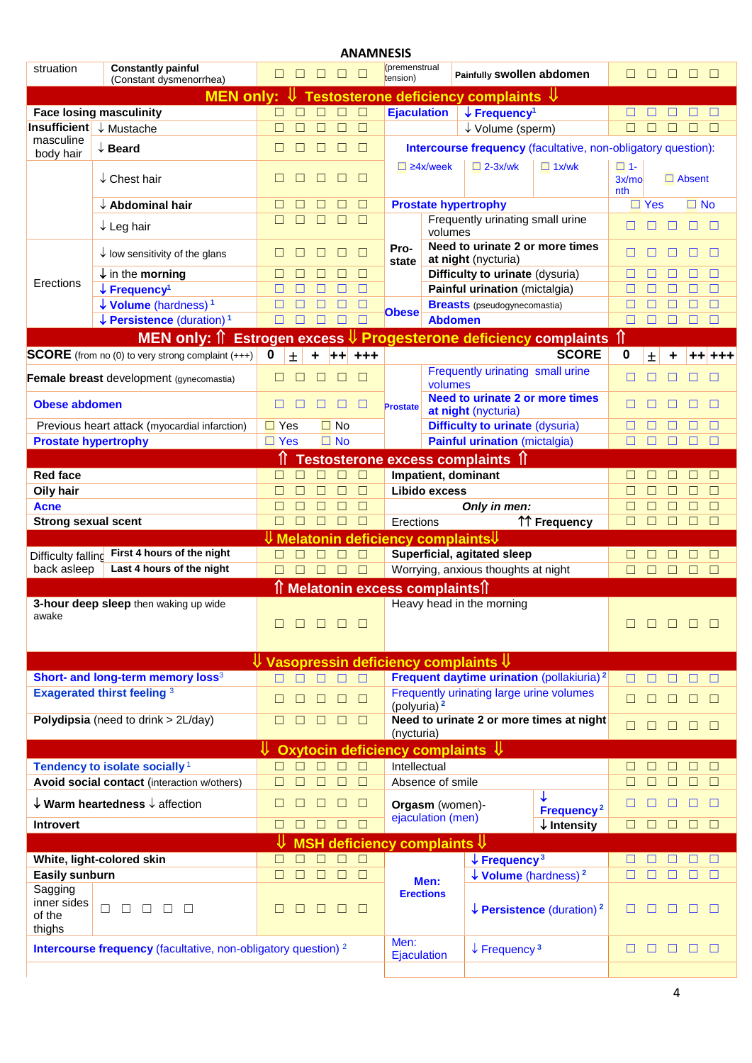# ANAMNESIS

| | | | | | | | |
|---|---|---|---|---|---|---|---|
| struation | Constantly painful (Constant dysmenorrhea) | ☐ ☐ ☐ ☐ ☐ | (premenstrual tension) | Painfully swollen abdomen | | ☐ ☐ ☐ ☐ ☐ |

## MEN only: ⇓ Testosterone deficiency complaints ⇓

| | | | | | |
|---|---|---|---|---|---|
| Face losing masculinity | | ☐ ☐ ☐ ☐ ☐ | Ejaculation | ↓ Frequency[1] | ☐ ☐ ☐ ☐ ☐ |
| Insufficient masculine body hair | ↓ Mustache | ☐ ☐ ☐ ☐ ☐ | | ↓ Volume (sperm) | ☐ ☐ ☐ ☐ ☐ |
| | ↓ Beard | ☐ ☐ ☐ ☐ ☐ | Intercourse frequency (facultative, non-obligatory question): | | |
| | ↓ Chest hair | ☐ ☐ ☐ ☐ ☐ | ☐ ≥4x/week ☐ 2-3x/wk ☐ 1x/wk | | ☐ 1-3x/month ☐ Absent |
| | ↓ Abdominal hair | ☐ ☐ ☐ ☐ ☐ | Prostate hypertrophy | | ☐ Yes ☐ No |
| | ↓ Leg hair | ☐ ☐ ☐ ☐ ☐ | Pro-state | Frequently urinating small urine volumes | ☐ ☐ ☐ ☐ ☐ |
| Erections | ↓ low sensitivity of the glans | ☐ ☐ ☐ ☐ ☐ | | Need to urinate 2 or more times at night (nycturia) | ☐ ☐ ☐ ☐ ☐ |
| | ↓ in the morning | ☐ ☐ ☐ ☐ ☐ | | Difficulty to urinate (dysuria) | ☐ ☐ ☐ ☐ ☐ |
| | ↓ Frequency[1] | ☐ ☐ ☐ ☐ ☐ | | Painful urination (mictalgia) | ☐ ☐ ☐ ☐ ☐ |
| | ↓ Volume (hardness)[1] | ☐ ☐ ☐ ☐ ☐ | Obese | Breasts (pseudogynecomastia) | ☐ ☐ ☐ ☐ ☐ |
| | ↓ Persistence (duration)[1] | ☐ ☐ ☐ ☐ ☐ | | Abdomen | ☐ ☐ ☐ ☐ ☐ |

## MEN only: ⇑ Estrogen excess ⇓ Progesterone deficiency complaints ⇑

| SCORE (from no (0) to very strong complaint (+++) | 0 ± + ++ +++ | | SCORE | 0 ± + ++ +++ |
|---|---|---|---|---|
| Female breast development (gynecomastia) | ☐ ☐ ☐ ☐ ☐ | Prostate | Frequently urinating small urine volumes | ☐ ☐ ☐ ☐ ☐ |
| Obese abdomen | ☐ ☐ ☐ ☐ ☐ | | Need to urinate 2 or more times at night (nycturia) | ☐ ☐ ☐ ☐ ☐ |
| Previous heart attack (myocardial infarction) | ☐ Yes ☐ No | | Difficulty to urinate (dysuria) | ☐ ☐ ☐ ☐ ☐ |
| Prostate hypertrophy | ☐ Yes ☐ No | | Painful urination (mictalgia) | ☐ ☐ ☐ ☐ ☐ |

## ⇑ Testosterone excess complaints ⇑

| | | | |
|---|---|---|---|
| Red face | ☐ ☐ ☐ ☐ ☐ | Impatient, dominant | ☐ ☐ ☐ ☐ ☐ |
| Oily hair | ☐ ☐ ☐ ☐ ☐ | Libido excess | ☐ ☐ ☐ ☐ ☐ |
| Acne | ☐ ☐ ☐ ☐ ☐ | *Only in men:* | ☐ ☐ ☐ ☐ ☐ |
| Strong sexual scent | ☐ ☐ ☐ ☐ ☐ | Erections ↑↑ Frequency | ☐ ☐ ☐ ☐ ☐ |

## ⇓ Melatonin deficiency complaints ⇓

| | | | | |
|---|---|---|---|---|
| Difficulty falling back asleep | First 4 hours of the night | ☐ ☐ ☐ ☐ ☐ | Superficial, agitated sleep | ☐ ☐ ☐ ☐ ☐ |
| | Last 4 hours of the night | ☐ ☐ ☐ ☐ ☐ | Worrying, anxious thoughts at night | ☐ ☐ ☐ ☐ ☐ |

## ⇑ Melatonin excess complaints ⇑

| | | | |
|---|---|---|---|
| 3-hour deep sleep then waking up wide awake | ☐ ☐ ☐ ☐ ☐ | Heavy head in the morning | ☐ ☐ ☐ ☐ ☐ |

## ⇓ Vasopressin deficiency complaints ⇓

| | | | |
|---|---|---|---|
| Short- and long-term memory loss[3] | ☐ ☐ ☐ ☐ ☐ | Frequent daytime urination (pollakiuria)[2] | ☐ ☐ ☐ ☐ ☐ |
| Exagerated thirst feeling[3] | ☐ ☐ ☐ ☐ ☐ | Frequently urinating large urine volumes (polyuria)[2] | ☐ ☐ ☐ ☐ ☐ |
| Polydipsia (need to drink > 2L/day) | ☐ ☐ ☐ ☐ ☐ | Need to urinate 2 or more times at night (nycturia) | ☐ ☐ ☐ ☐ ☐ |

## ⇓ Oxytocin deficiency complaints ⇓

| | | | | |
|---|---|---|---|---|
| Tendency to isolate socially[1] | ☐ ☐ ☐ ☐ ☐ | Intellectual | | ☐ ☐ ☐ ☐ ☐ |
| Avoid social contact (interaction w/others) | ☐ ☐ ☐ ☐ ☐ | Absence of smile | | ☐ ☐ ☐ ☐ ☐ |
| ↓ Warm heartedness ↓ affection | ☐ ☐ ☐ ☐ ☐ | Orgasm (women)- ejaculation (men) | ↓ Frequency[2] | ☐ ☐ ☐ ☐ ☐ |
| Introvert | ☐ ☐ ☐ ☐ ☐ | | ↓ Intensity | ☐ ☐ ☐ ☐ ☐ |

## ⇓ MSH deficiency complaints ⇓

| | | | | |
|---|---|---|---|---|
| White, light-colored skin | ☐ ☐ ☐ ☐ ☐ | Men: Erections | ↓ Frequency[3] | ☐ ☐ ☐ ☐ ☐ |
| Easily sunburn | ☐ ☐ ☐ ☐ ☐ | | ↓ Volume (hardness)[2] | ☐ ☐ ☐ ☐ ☐ |
| Sagging inner sides of the thighs ☐ ☐ ☐ ☐ ☐ | ☐ ☐ ☐ ☐ ☐ | | ↓ Persistence (duration)[2] | ☐ ☐ ☐ ☐ ☐ |
| Intercourse frequency (facultative, non-obligatory question)[2] | | Men: Ejaculation | ↓ Frequency[3] | ☐ ☐ ☐ ☐ ☐ |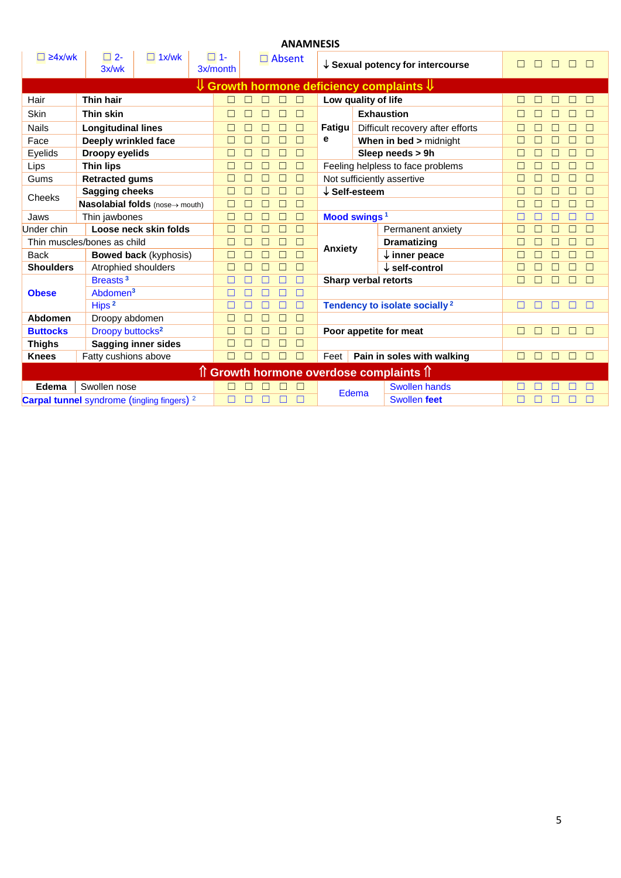# ANAMNESIS

| ☐ ≥4x/wk | ☐ 2-3x/wk | ☐ 1x/wk | ☐ 1-3x/month | ☐ Absent | ↓ Sexual potency for intercourse | ☐ ☐ ☐ ☐ ☐ |
|---|---|---|---|---|---|---|

| ⇓ Growth hormone deficiency complaints ⇓ | | | | | |
|---|---|---|---|---|---|
| Hair | **Thin hair** | ☐ ☐ ☐ ☐ ☐ | **Low quality of life** | | ☐ ☐ ☐ ☐ ☐ |
| Skin | **Thin skin** | ☐ ☐ ☐ ☐ ☐ | **Fatigue** | **Exhaustion** | ☐ ☐ ☐ ☐ ☐ |
| Nails | **Longitudinal lines** | ☐ ☐ ☐ ☐ ☐ | | Difficult recovery after efforts | ☐ ☐ ☐ ☐ ☐ |
| Face | **Deeply wrinkled face** | ☐ ☐ ☐ ☐ ☐ | | **When in bed >** midnight | ☐ ☐ ☐ ☐ ☐ |
| Eyelids | **Droopy eyelids** | ☐ ☐ ☐ ☐ ☐ | | **Sleep needs > 9h** | ☐ ☐ ☐ ☐ ☐ |
| Lips | **Thin lips** | ☐ ☐ ☐ ☐ ☐ | Feeling helpless to face problems | | ☐ ☐ ☐ ☐ ☐ |
| Gums | **Retracted gums** | ☐ ☐ ☐ ☐ ☐ | Not sufficiently assertive | | ☐ ☐ ☐ ☐ ☐ |
| Cheeks | **Sagging cheeks** | ☐ ☐ ☐ ☐ ☐ | **↓ Self-esteem** | | ☐ ☐ ☐ ☐ ☐ |
| | **Nasolabial folds** (nose→ mouth) | ☐ ☐ ☐ ☐ ☐ | | | ☐ ☐ ☐ ☐ ☐ |
| Jaws | Thin jawbones | ☐ ☐ ☐ ☐ ☐ | **Mood swings** [1] | | ☐ ☐ ☐ ☐ ☐ |
| Under chin | **Loose neck skin folds** | ☐ ☐ ☐ ☐ ☐ | **Anxiety** | Permanent anxiety | ☐ ☐ ☐ ☐ ☐ |
| Thin muscles/bones as child | | ☐ ☐ ☐ ☐ ☐ | | **Dramatizing** | ☐ ☐ ☐ ☐ ☐ |
| Back | **Bowed back** (kyphosis) | ☐ ☐ ☐ ☐ ☐ | | **↓ inner peace** | ☐ ☐ ☐ ☐ ☐ |
| **Shoulders** | Atrophied shoulders | ☐ ☐ ☐ ☐ ☐ | | **↓ self-control** | ☐ ☐ ☐ ☐ ☐ |
| **Obese** | Breasts [3] | ☐ ☐ ☐ ☐ ☐ | **Sharp verbal retorts** | | ☐ ☐ ☐ ☐ ☐ |
| | Abdomen[3] | ☐ ☐ ☐ ☐ ☐ | | | |
| | Hips [2] | ☐ ☐ ☐ ☐ ☐ | **Tendency to isolate socially** [2] | | ☐ ☐ ☐ ☐ ☐ |
| **Abdomen** | Droopy abdomen | ☐ ☐ ☐ ☐ ☐ | | | |
| **Buttocks** | Droopy buttocks[2] | ☐ ☐ ☐ ☐ ☐ | **Poor appetite for meat** | | ☐ ☐ ☐ ☐ ☐ |
| **Thighs** | **Sagging inner sides** | ☐ ☐ ☐ ☐ ☐ | | | |
| **Knees** | Fatty cushions above | ☐ ☐ ☐ ☐ ☐ | Feet | **Pain in soles with walking** | ☐ ☐ ☐ ☐ ☐ |
| ⇑ Growth hormone overdose complaints ⇑ | | | | | |
| **Edema** | Swollen nose | ☐ ☐ ☐ ☐ ☐ | Edema | Swollen hands | ☐ ☐ ☐ ☐ ☐ |
| **Carpal tunnel** syndrome (tingling fingers) [2] | | ☐ ☐ ☐ ☐ ☐ | | Swollen **feet** | ☐ ☐ ☐ ☐ ☐ |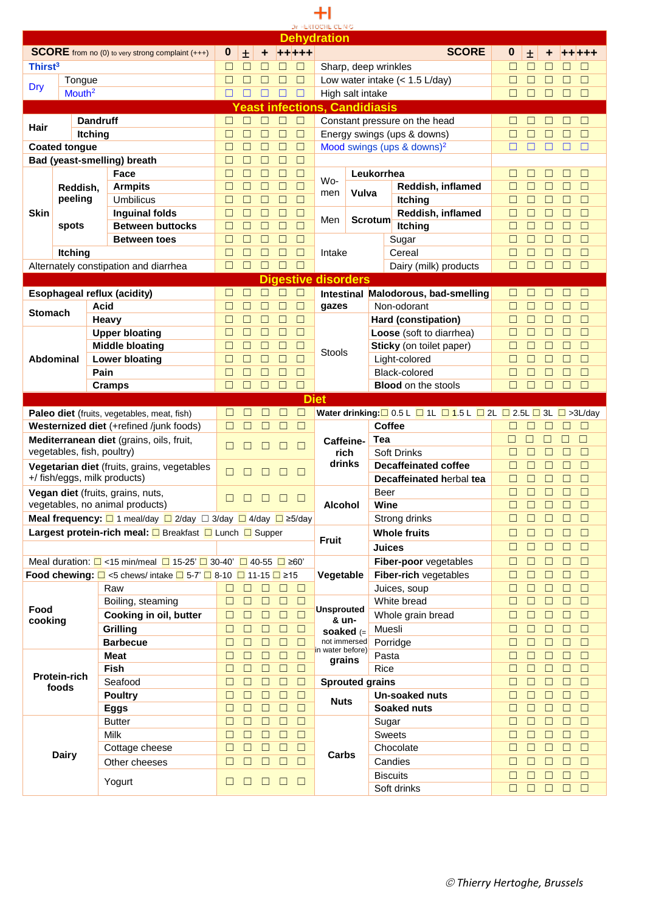**Dehydration**

| SCORE from no (0) to very strong complaint (+++) | | 0 | ± | + | ++ | +++ | SCORE | 0 | ± | + | ++ | +++ |
|---|---|---|---|---|---|---|---|---|---|---|---|---|
| Thirst[3] | | ☐ | ☐ | ☐ | ☐ | ☐ | Sharp, deep wrinkles | ☐ | ☐ | ☐ | ☐ | ☐ |
| Dry | Tongue | ☐ | ☐ | ☐ | ☐ | ☐ | Low water intake (< 1.5 L/day) | ☐ | ☐ | ☐ | ☐ | ☐ |
| | Mouth[2] | ☐ | ☐ | ☐ | ☐ | ☐ | High salt intake | ☐ | ☐ | ☐ | ☐ | ☐ |

**Yeast infections, Candidiasis**

| | | | 0 | ± | + | ++ | +++ | | | | 0 | ± | + | ++ | +++ |
|---|---|---|---|---|---|---|---|---|---|---|---|---|---|---|---|
| Hair | Dandruff | | ☐ | ☐ | ☐ | ☐ | ☐ | Constant pressure on the head | | | ☐ | ☐ | ☐ | ☐ | ☐ |
| | Itching | | ☐ | ☐ | ☐ | ☐ | ☐ | Energy swings (ups & downs) | | | ☐ | ☐ | ☐ | ☐ | ☐ |
| Coated tongue | | | ☐ | ☐ | ☐ | ☐ | ☐ | Mood swings (ups & downs)[2] | | | ☐ | ☐ | ☐ | ☐ | ☐ |
| Bad (yeast-smelling) breath | | | ☐ | ☐ | ☐ | ☐ | ☐ | | | | | | | | |
| Skin | Reddish, peeling | Face | ☐ | ☐ | ☐ | ☐ | ☐ | Women | Leukorrhea | | ☐ | ☐ | ☐ | ☐ | ☐ |
| | | Armpits | ☐ | ☐ | ☐ | ☐ | ☐ | | Vulva | Reddish, inflamed | ☐ | ☐ | ☐ | ☐ | ☐ |
| | | Umbilicus | ☐ | ☐ | ☐ | ☐ | ☐ | | | Itching | ☐ | ☐ | ☐ | ☐ | ☐ |
| | | Inguinal folds | ☐ | ☐ | ☐ | ☐ | ☐ | Men | Scrotum | Reddish, inflamed | ☐ | ☐ | ☐ | ☐ | ☐ |
| | spots | Between buttocks | ☐ | ☐ | ☐ | ☐ | ☐ | | | Itching | ☐ | ☐ | ☐ | ☐ | ☐ |
| | | Between toes | ☐ | ☐ | ☐ | ☐ | ☐ | Intake | | Sugar | ☐ | ☐ | ☐ | ☐ | ☐ |
| | Itching | | ☐ | ☐ | ☐ | ☐ | ☐ | | | Cereal | ☐ | ☐ | ☐ | ☐ | ☐ |
| Alternately constipation and diarrhea | | | ☐ | ☐ | ☐ | ☐ | ☐ | | | Dairy (milk) products | ☐ | ☐ | ☐ | ☐ | ☐ |

**Digestive disorders**

| | | 0 | ± | + | ++ | +++ | | | 0 | ± | + | ++ | +++ |
|---|---|---|---|---|---|---|---|---|---|---|---|---|---|
| Esophageal reflux (acidity) | | ☐ | ☐ | ☐ | ☐ | ☐ | Intestinal gazes | Malodorous, bad-smelling | ☐ | ☐ | ☐ | ☐ | ☐ |
| Stomach | Acid | ☐ | ☐ | ☐ | ☐ | ☐ | | Non-odorant | ☐ | ☐ | ☐ | ☐ | ☐ |
| | Heavy | ☐ | ☐ | ☐ | ☐ | ☐ | Stools | Hard (constipation) | ☐ | ☐ | ☐ | ☐ | ☐ |
| Abdominal | Upper bloating | ☐ | ☐ | ☐ | ☐ | ☐ | | Loose (soft to diarrhea) | ☐ | ☐ | ☐ | ☐ | ☐ |
| | Middle bloating | ☐ | ☐ | ☐ | ☐ | ☐ | | Sticky (on toilet paper) | ☐ | ☐ | ☐ | ☐ | ☐ |
| | Lower bloating | ☐ | ☐ | ☐ | ☐ | ☐ | | Light-colored | ☐ | ☐ | ☐ | ☐ | ☐ |
| | Pain | ☐ | ☐ | ☐ | ☐ | ☐ | | Black-colored | ☐ | ☐ | ☐ | ☐ | ☐ |
| | Cramps | ☐ | ☐ | ☐ | ☐ | ☐ | | Blood on the stools | ☐ | ☐ | ☐ | ☐ | ☐ |

**Diet**

| | | 0 | ± | + | ++ | +++ | | | 0 | ± | + | ++ | +++ |
|---|---|---|---|---|---|---|---|---|---|---|---|---|---|
| Paleo diet (fruits, vegetables, meat, fish) | | ☐ | ☐ | ☐ | ☐ | ☐ | Water drinking: ☐ 0.5 L ☐ 1L ☐ 1.5 L ☐ 2L ☐ 2.5L ☐ 3L ☐ >3L/day | | | | | | |
| Westernized diet (+refined /junk foods) | | ☐ | ☐ | ☐ | ☐ | ☐ | Caffeine-rich drinks | Coffee | ☐ | ☐ | ☐ | ☐ | ☐ |
| Mediterranean diet (grains, oils, fruit, vegetables, fish, poultry) | | ☐ | ☐ | ☐ | ☐ | ☐ | | Tea | ☐ | ☐ | ☐ | ☐ | ☐ |
| | | | | | | | | Soft Drinks | ☐ | ☐ | ☐ | ☐ | ☐ |
| Vegetarian diet (fruits, grains, vegetables +/ fish/eggs, milk products) | | ☐ | ☐ | ☐ | ☐ | ☐ | | Decaffeinated coffee | ☐ | ☐ | ☐ | ☐ | ☐ |
| | | | | | | | | Decaffeinated herbal tea | ☐ | ☐ | ☐ | ☐ | ☐ |
| Vegan diet (fruits, grains, nuts, vegetables, no animal products) | | ☐ | ☐ | ☐ | ☐ | ☐ | Alcohol | Beer | ☐ | ☐ | ☐ | ☐ | ☐ |
| | | | | | | | | Wine | ☐ | ☐ | ☐ | ☐ | ☐ |
| Meal frequency: ☐ 1 meal/day ☐ 2/day ☐ 3/day ☐ 4/day ☐ ≥5/day | | | | | | | | Strong drinks | ☐ | ☐ | ☐ | ☐ | ☐ |
| Largest protein-rich meal: ☐ Breakfast ☐ Lunch ☐ Supper | | | | | | | Fruit | Whole fruits | ☐ | ☐ | ☐ | ☐ | ☐ |
| | | | | | | | | Juices | ☐ | ☐ | ☐ | ☐ | ☐ |
| Meal duration: ☐ <15 min/meal ☐ 15-25' ☐ 30-40' ☐ 40-55 ☐ ≥60' | | | | | | | Vegetable | Fiber-poor vegetables | ☐ | ☐ | ☐ | ☐ | ☐ |
| Food chewing: ☐ <5 chews/ intake ☐ 5-7' ☐ 8-10 ☐ 11-15 ☐ ≥15 | | | | | | | | Fiber-rich vegetables | ☐ | ☐ | ☐ | ☐ | ☐ |
| Food cooking | Raw | ☐ | ☐ | ☐ | ☐ | ☐ | | Juices, soup | ☐ | ☐ | ☐ | ☐ | ☐ |
| | Boiling, steaming | ☐ | ☐ | ☐ | ☐ | ☐ | Unsprouted & un-soaked (= not immersed in water before) grains | White bread | ☐ | ☐ | ☐ | ☐ | ☐ |
| | Cooking in oil, butter | ☐ | ☐ | ☐ | ☐ | ☐ | | Whole grain bread | ☐ | ☐ | ☐ | ☐ | ☐ |
| | Grilling | ☐ | ☐ | ☐ | ☐ | ☐ | | Muesli | ☐ | ☐ | ☐ | ☐ | ☐ |
| | Barbecue | ☐ | ☐ | ☐ | ☐ | ☐ | | Porridge | ☐ | ☐ | ☐ | ☐ | ☐ |
| Protein-rich foods | Meat | ☐ | ☐ | ☐ | ☐ | ☐ | | Pasta | ☐ | ☐ | ☐ | ☐ | ☐ |
| | Fish | ☐ | ☐ | ☐ | ☐ | ☐ | | Rice | ☐ | ☐ | ☐ | ☐ | ☐ |
| | Seafood | ☐ | ☐ | ☐ | ☐ | ☐ | Sprouted grains | | ☐ | ☐ | ☐ | ☐ | ☐ |
| | Poultry | ☐ | ☐ | ☐ | ☐ | ☐ | Nuts | Un-soaked nuts | ☐ | ☐ | ☐ | ☐ | ☐ |
| | Eggs | ☐ | ☐ | ☐ | ☐ | ☐ | | Soaked nuts | ☐ | ☐ | ☐ | ☐ | ☐ |
| Dairy | Butter | ☐ | ☐ | ☐ | ☐ | ☐ | Carbs | Sugar | ☐ | ☐ | ☐ | ☐ | ☐ |
| | Milk | ☐ | ☐ | ☐ | ☐ | ☐ | | Sweets | ☐ | ☐ | ☐ | ☐ | ☐ |
| | Cottage cheese | ☐ | ☐ | ☐ | ☐ | ☐ | | Chocolate | ☐ | ☐ | ☐ | ☐ | ☐ |
| | Other cheeses | ☐ | ☐ | ☐ | ☐ | ☐ | | Candies | ☐ | ☐ | ☐ | ☐ | ☐ |
| | Yogurt | ☐ | ☐ | ☐ | ☐ | ☐ | | Biscuits | ☐ | ☐ | ☐ | ☐ | ☐ |
| | | | | | | | | Soft drinks | ☐ | ☐ | ☐ | ☐ | ☐ |

*© Thierry Hertoghe, Brussels*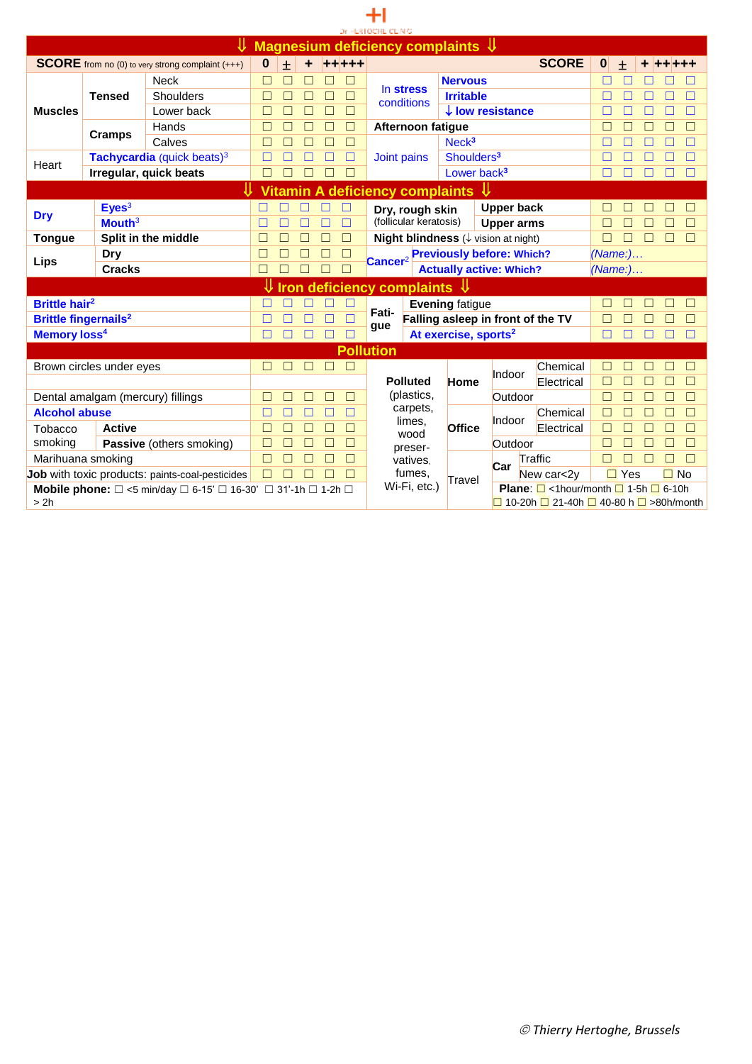# ⇓ Magnesium deficiency complaints ⇓

| SCORE from no (0) to very strong complaint (+++) | | | 0 | ± | + | ++ | +++ | | | SCORE | 0 | ± | + | ++ | +++ |
|---|---|---|---|---|---|---|---|---|---|---|---|---|---|---|---|
| Muscles | Tensed | Neck | ☐ | ☐ | ☐ | ☐ | ☐ | In stress conditions | | Nervous | ☐ | ☐ | ☐ | ☐ | ☐ |
| | | Shoulders | ☐ | ☐ | ☐ | ☐ | ☐ | | | Irritable | ☐ | ☐ | ☐ | ☐ | ☐ |
| | | Lower back | ☐ | ☐ | ☐ | ☐ | ☐ | | | ↓ low resistance | ☐ | ☐ | ☐ | ☐ | ☐ |
| | Cramps | Hands | ☐ | ☐ | ☐ | ☐ | ☐ | Afternoon fatigue | | | ☐ | ☐ | ☐ | ☐ | ☐ |
| | | Calves | ☐ | ☐ | ☐ | ☐ | ☐ | Joint pains | | Neck[3] | ☐ | ☐ | ☐ | ☐ | ☐ |
| Heart | Tachycardia (quick beats)[3] | | ☐ | ☐ | ☐ | ☐ | ☐ | | | Shoulders[3] | ☐ | ☐ | ☐ | ☐ | ☐ |
| | Irregular, quick beats | | ☐ | ☐ | ☐ | ☐ | ☐ | | | Lower back[3] | ☐ | ☐ | ☐ | ☐ | ☐ |

# ⇓ Vitamin A deficiency complaints ⇓

| | | 0 | ± | + | ++ | +++ | | | 0 | ± | + | ++ | +++ |
|---|---|---|---|---|---|---|---|---|---|---|---|---|---|
| Dry | Eyes[3] | ☐ | ☐ | ☐ | ☐ | ☐ | Dry, rough skin (follicular keratosis) | Upper back | ☐ | ☐ | ☐ | ☐ | ☐ |
| | Mouth[3] | ☐ | ☐ | ☐ | ☐ | ☐ | | Upper arms | ☐ | ☐ | ☐ | ☐ | ☐ |
| Tongue | Split in the middle | ☐ | ☐ | ☐ | ☐ | ☐ | Night blindness (↓ vision at night) | | ☐ | ☐ | ☐ | ☐ | ☐ |
| Lips | Dry | ☐ | ☐ | ☐ | ☐ | ☐ | Cancer[2] | Previously before: Which? | *(Name:)…* | | | | |
| | Cracks | ☐ | ☐ | ☐ | ☐ | ☐ | | Actually active: Which? | *(Name:)…* | | | | |

# ⇓ Iron deficiency complaints ⇓

| | 0 | ± | + | ++ | +++ | | | 0 | ± | + | ++ | +++ |
|---|---|---|---|---|---|---|---|---|---|---|---|---|
| Brittle hair[2] | ☐ | ☐ | ☐ | ☐ | ☐ | Fatigue | Evening fatigue | ☐ | ☐ | ☐ | ☐ | ☐ |
| Brittle fingernails[2] | ☐ | ☐ | ☐ | ☐ | ☐ | | Falling asleep in front of the TV | ☐ | ☐ | ☐ | ☐ | ☐ |
| Memory loss[4] | ☐ | ☐ | ☐ | ☐ | ☐ | | At exercise, sports[2] | ☐ | ☐ | ☐ | ☐ | ☐ |

# Pollution

| | | 0 | ± | + | ++ | +++ | | | | | 0 | ± | + | ++ | +++ |
|---|---|---|---|---|---|---|---|---|---|---|---|---|---|---|---|
| Brown circles under eyes | | ☐ | ☐ | ☐ | ☐ | ☐ | Polluted (plastics, carpets, limes, wood preser-vatives, fumes, Wi-Fi, etc.) | Home | Indoor | Chemical | ☐ | ☐ | ☐ | ☐ | ☐ |
| | | | | | | | | | | Electrical | ☐ | ☐ | ☐ | ☐ | ☐ |
| Dental amalgam (mercury) fillings | | ☐ | ☐ | ☐ | ☐ | ☐ | | | Outdoor | | ☐ | ☐ | ☐ | ☐ | ☐ |
| Alcohol abuse | | ☐ | ☐ | ☐ | ☐ | ☐ | | Office | Indoor | Chemical | ☐ | ☐ | ☐ | ☐ | ☐ |
| Tobacco smoking | Active | ☐ | ☐ | ☐ | ☐ | ☐ | | | | Electrical | ☐ | ☐ | ☐ | ☐ | ☐ |
| | Passive (others smoking) | ☐ | ☐ | ☐ | ☐ | ☐ | | | Outdoor | | ☐ | ☐ | ☐ | ☐ | ☐ |
| Marihuana smoking | | ☐ | ☐ | ☐ | ☐ | ☐ | | Travel | Car | Traffic | ☐ | ☐ | ☐ | ☐ | ☐ |
| Job with toxic products: paints-coal-pesticides | | ☐ | ☐ | ☐ | ☐ | ☐ | | | | New car<2y | ☐ Yes | | ☐ No | | |
| Mobile phone: ☐ <5 min/day ☐ 6-15' ☐ 16-30' ☐ 31'-1h ☐ 1-2h ☐ > 2h | | | | | | | | | Plane: ☐ <1hour/month ☐ 1-5h ☐ 6-10h ☐ 10-20h ☐ 21-40h ☐ 40-80 h ☐ >80h/month | | | | | | |

*© Thierry Hertoghe, Brussels*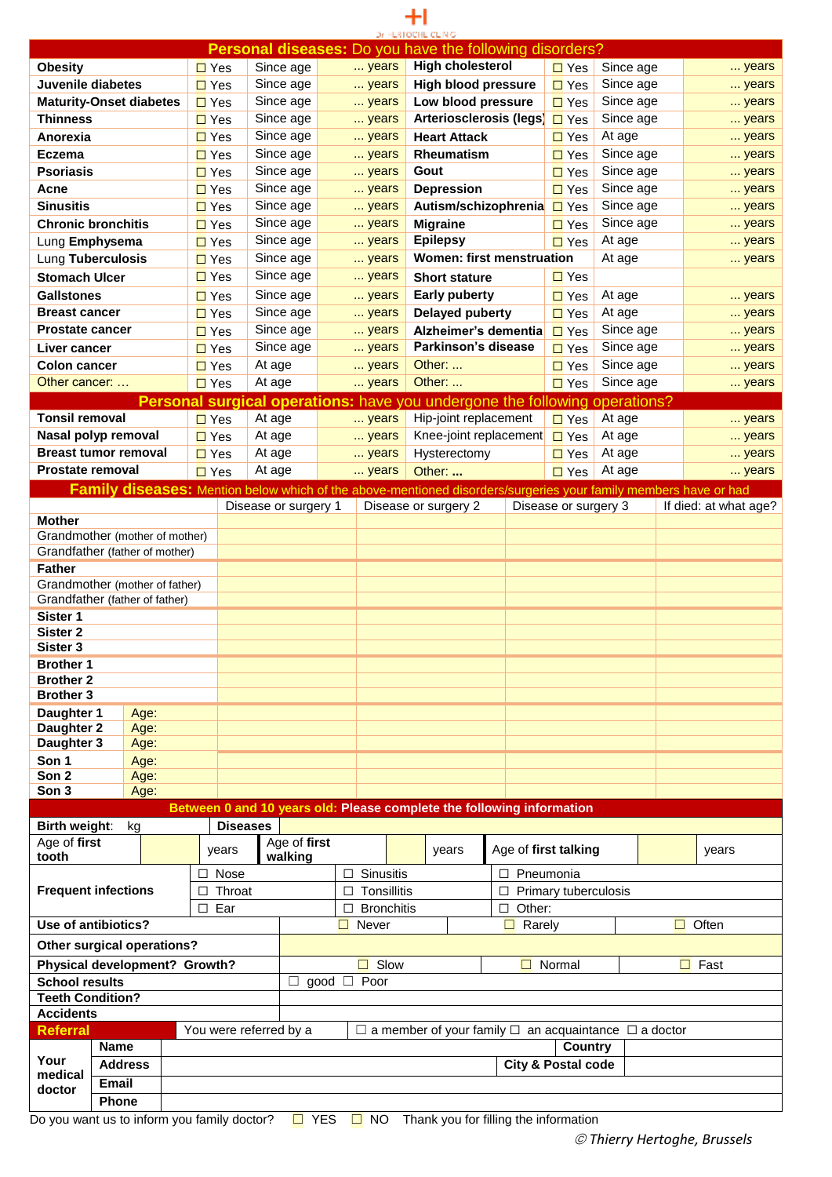## Personal diseases: Do you have the following disorders?

| | | | | | | | |
|---|---|---|---|---|---|---|---|
| **Obesity** | ☐ Yes | Since age | ... years | **High cholesterol** | ☐ Yes | Since age | ... years |
| **Juvenile diabetes** | ☐ Yes | Since age | ... years | **High blood pressure** | ☐ Yes | Since age | ... years |
| **Maturity-Onset diabetes** | ☐ Yes | Since age | ... years | **Low blood pressure** | ☐ Yes | Since age | ... years |
| **Thinness** | ☐ Yes | Since age | ... years | **Arteriosclerosis (legs)** | ☐ Yes | Since age | ... years |
| **Anorexia** | ☐ Yes | Since age | ... years | **Heart Attack** | ☐ Yes | At age | ... years |
| **Eczema** | ☐ Yes | Since age | ... years | **Rheumatism** | ☐ Yes | Since age | ... years |
| **Psoriasis** | ☐ Yes | Since age | ... years | **Gout** | ☐ Yes | Since age | ... years |
| **Acne** | ☐ Yes | Since age | ... years | **Depression** | ☐ Yes | Since age | ... years |
| **Sinusitis** | ☐ Yes | Since age | ... years | **Autism/schizophrenia** | ☐ Yes | Since age | ... years |
| **Chronic bronchitis** | ☐ Yes | Since age | ... years | **Migraine** | ☐ Yes | Since age | ... years |
| Lung **Emphysema** | ☐ Yes | Since age | ... years | **Epilepsy** | ☐ Yes | At age | ... years |
| Lung **Tuberculosis** | ☐ Yes | Since age | ... years | **Women: first menstruation** | | At age | ... years |
| **Stomach Ulcer** | ☐ Yes | Since age | ... years | **Short stature** | ☐ Yes | | |
| **Gallstones** | ☐ Yes | Since age | ... years | **Early puberty** | ☐ Yes | At age | ... years |
| **Breast cancer** | ☐ Yes | Since age | ... years | **Delayed puberty** | ☐ Yes | At age | ... years |
| **Prostate cancer** | ☐ Yes | Since age | ... years | **Alzheimer's dementia** | ☐ Yes | Since age | ... years |
| **Liver cancer** | ☐ Yes | Since age | ... years | **Parkinson's disease** | ☐ Yes | Since age | ... years |
| **Colon cancer** | ☐ Yes | At age | ... years | Other: ... | ☐ Yes | Since age | ... years |
| Other cancer: ... | ☐ Yes | At age | ... years | Other: ... | ☐ Yes | Since age | ... years |

## Personal surgical operations: have you undergone the following operations?

| | | | | | | | |
|---|---|---|---|---|---|---|---|
| **Tonsil removal** | ☐ Yes | At age | ... years | Hip-joint replacement | ☐ Yes | At age | ... years |
| **Nasal polyp removal** | ☐ Yes | At age | ... years | Knee-joint replacement | ☐ Yes | At age | ... years |
| **Breast tumor removal** | ☐ Yes | At age | ... years | Hysterectomy | ☐ Yes | At age | ... years |
| **Prostate removal** | ☐ Yes | At age | ... years | Other: **...** | ☐ Yes | At age | ... years |

## Family diseases: Mention below which of the above-mentioned disorders/surgeries your family members have or had

| | Disease or surgery 1 | Disease or surgery 2 | Disease or surgery 3 | If died: at what age? |
|---|---|---|---|---|
| **Mother** | | | | |
| Grandmother (mother of mother) | | | | |
| Grandfather (father of mother) | | | | |
| **Father** | | | | |
| Grandmother (mother of father) | | | | |
| Grandfather (father of father) | | | | |
| **Sister 1** | | | | |
| **Sister 2** | | | | |
| **Sister 3** | | | | |
| **Brother 1** | | | | |
| **Brother 2** | | | | |
| **Brother 3** | | | | |
| **Daughter 1** Age: | | | | |
| **Daughter 2** Age: | | | | |
| **Daughter 3** Age: | | | | |
| **Son 1** Age: | | | | |
| **Son 2** Age: | | | | |
| **Son 3** Age: | | | | |

## Between 0 and 10 years old: Please complete the following information

| | | | |
|---|---|---|---|
| **Birth weight:** kg | **Diseases** | | |
| Age of **first tooth** ... years | Age of **first walking** ... years | Age of **first talking** ... years | |
| **Frequent infections** | ☐ Nose | ☐ Sinusitis | ☐ Pneumonia |
| | ☐ Throat | ☐ Tonsillitis | ☐ Primary tuberculosis |
| | ☐ Ear | ☐ Bronchitis | ☐ Other: |
| **Use of antibiotics?** | ☐ Never | ☐ Rarely | ☐ Often |
| **Other surgical operations?** | | | |
| **Physical development? Growth?** | ☐ Slow | ☐ Normal | ☐ Fast |
| **School results** | ☐ good ☐ Poor | | |
| **Teeth Condition?** | | | |
| **Accidents** | | | |

| | | | |
|---|---|---|---|
| **Referral** | You were referred by a | ☐ a member of your family ☐ an acquaintance ☐ a doctor | |
| **Your medical doctor** — **Name** | | **Country** | |
| **Address** | | **City & Postal code** | |
| **Email** | | | |
| **Phone** | | | |

Do you want us to inform you family doctor? ☐ YES ☐ NO Thank you for filling the information

*© Thierry Hertoghe, Brussels*